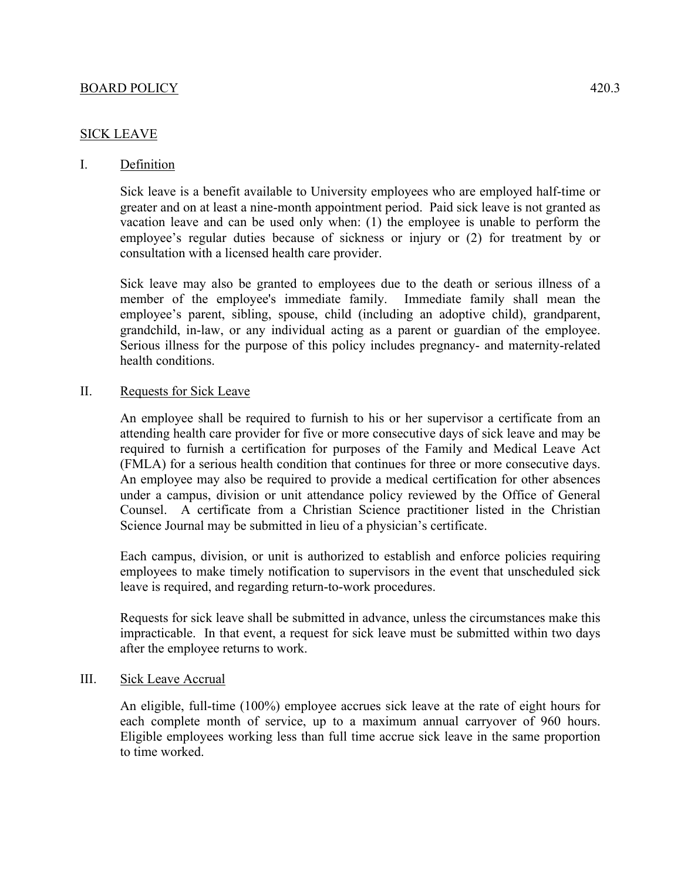BOARD POLICY 420.3

## SICK LEAVE

### I. Definition

Sick leave is a benefit available to University employees who are employed half-time or greater and on at least a nine-month appointment period. Paid sick leave is not granted as vacation leave and can be used only when: (1) the employee is unable to perform the employee's regular duties because of sickness or injury or (2) for treatment by or consultation with a licensed health care provider.

Sick leave may also be granted to employees due to the death or serious illness of a member of the employee's immediate family. Immediate family shall mean the employee's parent, sibling, spouse, child (including an adoptive child), grandparent, grandchild, in-law, or any individual acting as a parent or guardian of the employee. Serious illness for the purpose of this policy includes pregnancy- and maternity-related health conditions.

### II. Requests for Sick Leave

An employee shall be required to furnish to his or her supervisor a certificate from an attending health care provider for five or more consecutive days of sick leave and may be required to furnish a certification for purposes of the Family and Medical Leave Act (FMLA) for a serious health condition that continues for three or more consecutive days. An employee may also be required to provide a medical certification for other absences under a campus, division or unit attendance policy reviewed by the Office of General Counsel. A certificate from a Christian Science practitioner listed in the Christian Science Journal may be submitted in lieu of a physician's certificate.

Each campus, division, or unit is authorized to establish and enforce policies requiring employees to make timely notification to supervisors in the event that unscheduled sick leave is required, and regarding return-to-work procedures.

Requests for sick leave shall be submitted in advance, unless the circumstances make this impracticable. In that event, a request for sick leave must be submitted within two days after the employee returns to work.

### III. Sick Leave Accrual

An eligible, full-time (100%) employee accrues sick leave at the rate of eight hours for each complete month of service, up to a maximum annual carryover of 960 hours. Eligible employees working less than full time accrue sick leave in the same proportion to time worked.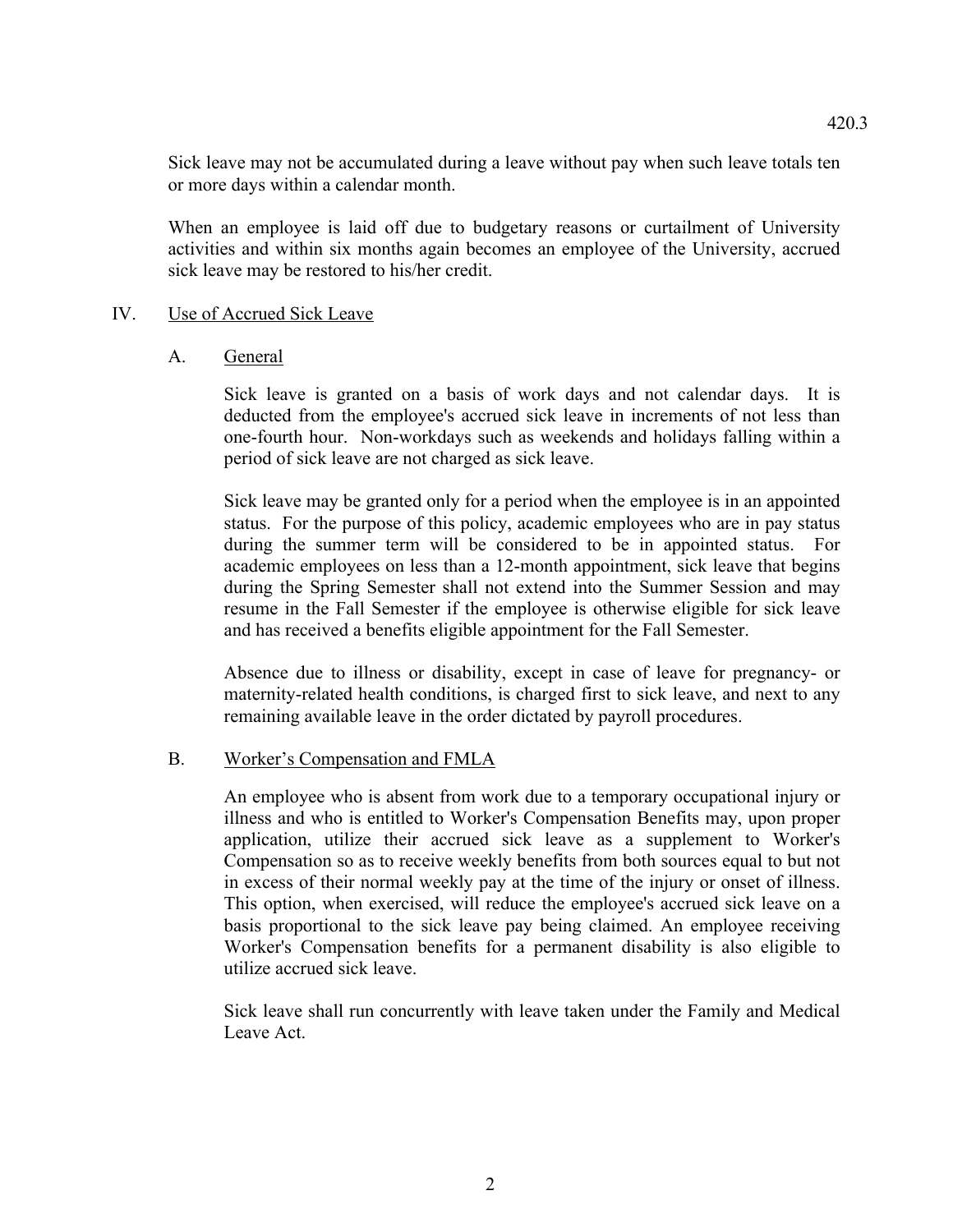Sick leave may not be accumulated during a leave without pay when such leave totals ten or more days within a calendar month.

When an employee is laid off due to budgetary reasons or curtailment of University activities and within six months again becomes an employee of the University, accrued sick leave may be restored to his/her credit.

## IV. Use of Accrued Sick Leave

### A. General

Sick leave is granted on a basis of work days and not calendar days. It is deducted from the employee's accrued sick leave in increments of not less than one-fourth hour. Non-workdays such as weekends and holidays falling within a period of sick leave are not charged as sick leave.

Sick leave may be granted only for a period when the employee is in an appointed status. For the purpose of this policy, academic employees who are in pay status during the summer term will be considered to be in appointed status. For academic employees on less than a 12-month appointment, sick leave that begins during the Spring Semester shall not extend into the Summer Session and may resume in the Fall Semester if the employee is otherwise eligible for sick leave and has received a benefits eligible appointment for the Fall Semester.

Absence due to illness or disability, except in case of leave for pregnancy- or maternity-related health conditions, is charged first to sick leave, and next to any remaining available leave in the order dictated by payroll procedures.

### B. Worker's Compensation and FMLA

An employee who is absent from work due to a temporary occupational injury or illness and who is entitled to Worker's Compensation Benefits may, upon proper application, utilize their accrued sick leave as a supplement to Worker's Compensation so as to receive weekly benefits from both sources equal to but not in excess of their normal weekly pay at the time of the injury or onset of illness. This option, when exercised, will reduce the employee's accrued sick leave on a basis proportional to the sick leave pay being claimed. An employee receiving Worker's Compensation benefits for a permanent disability is also eligible to utilize accrued sick leave.

Sick leave shall run concurrently with leave taken under the Family and Medical Leave Act.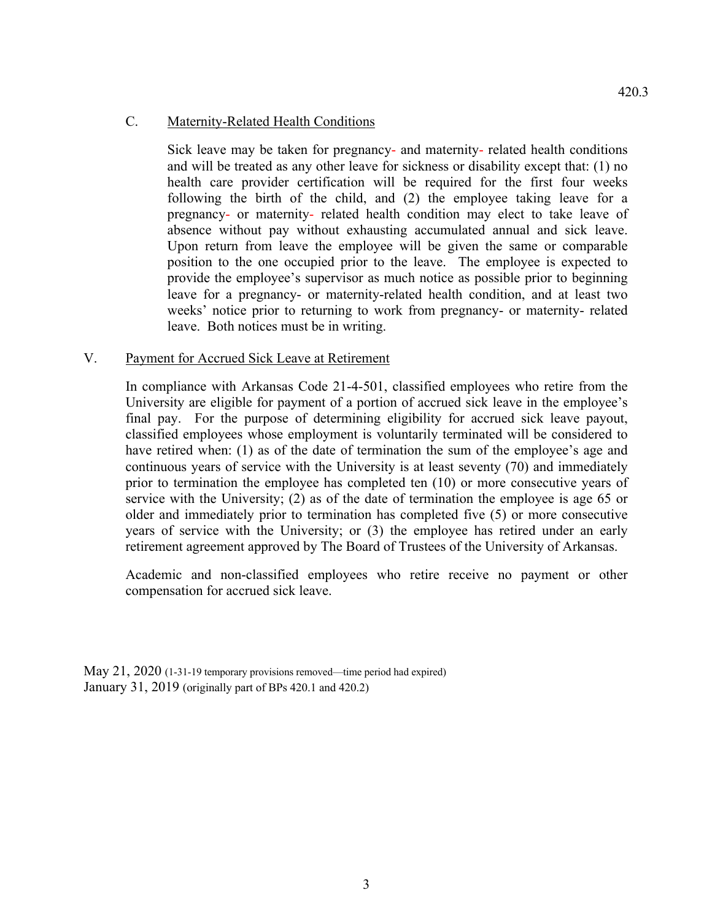### C. Maternity-Related Health Conditions

Sick leave may be taken for pregnancy- and maternity- related health conditions and will be treated as any other leave for sickness or disability except that: (1) no health care provider certification will be required for the first four weeks following the birth of the child, and (2) the employee taking leave for a pregnancy- or maternity- related health condition may elect to take leave of absence without pay without exhausting accumulated annual and sick leave. Upon return from leave the employee will be given the same or comparable position to the one occupied prior to the leave. The employee is expected to provide the employee's supervisor as much notice as possible prior to beginning leave for a pregnancy- or maternity-related health condition, and at least two weeks' notice prior to returning to work from pregnancy- or maternity- related leave. Both notices must be in writing.

## V. Payment for Accrued Sick Leave at Retirement

In compliance with Arkansas Code 21-4-501, classified employees who retire from the University are eligible for payment of a portion of accrued sick leave in the employee's final pay. For the purpose of determining eligibility for accrued sick leave payout, classified employees whose employment is voluntarily terminated will be considered to have retired when: (1) as of the date of termination the sum of the employee's age and continuous years of service with the University is at least seventy (70) and immediately prior to termination the employee has completed ten (10) or more consecutive years of service with the University; (2) as of the date of termination the employee is age 65 or older and immediately prior to termination has completed five (5) or more consecutive years of service with the University; or (3) the employee has retired under an early retirement agreement approved by The Board of Trustees of the University of Arkansas.

Academic and non-classified employees who retire receive no payment or other compensation for accrued sick leave.

May 21, 2020 (1-31-19 temporary provisions removed—time period had expired)
January 31, 2019 (originally part of BPs 420.1 and 420.2)